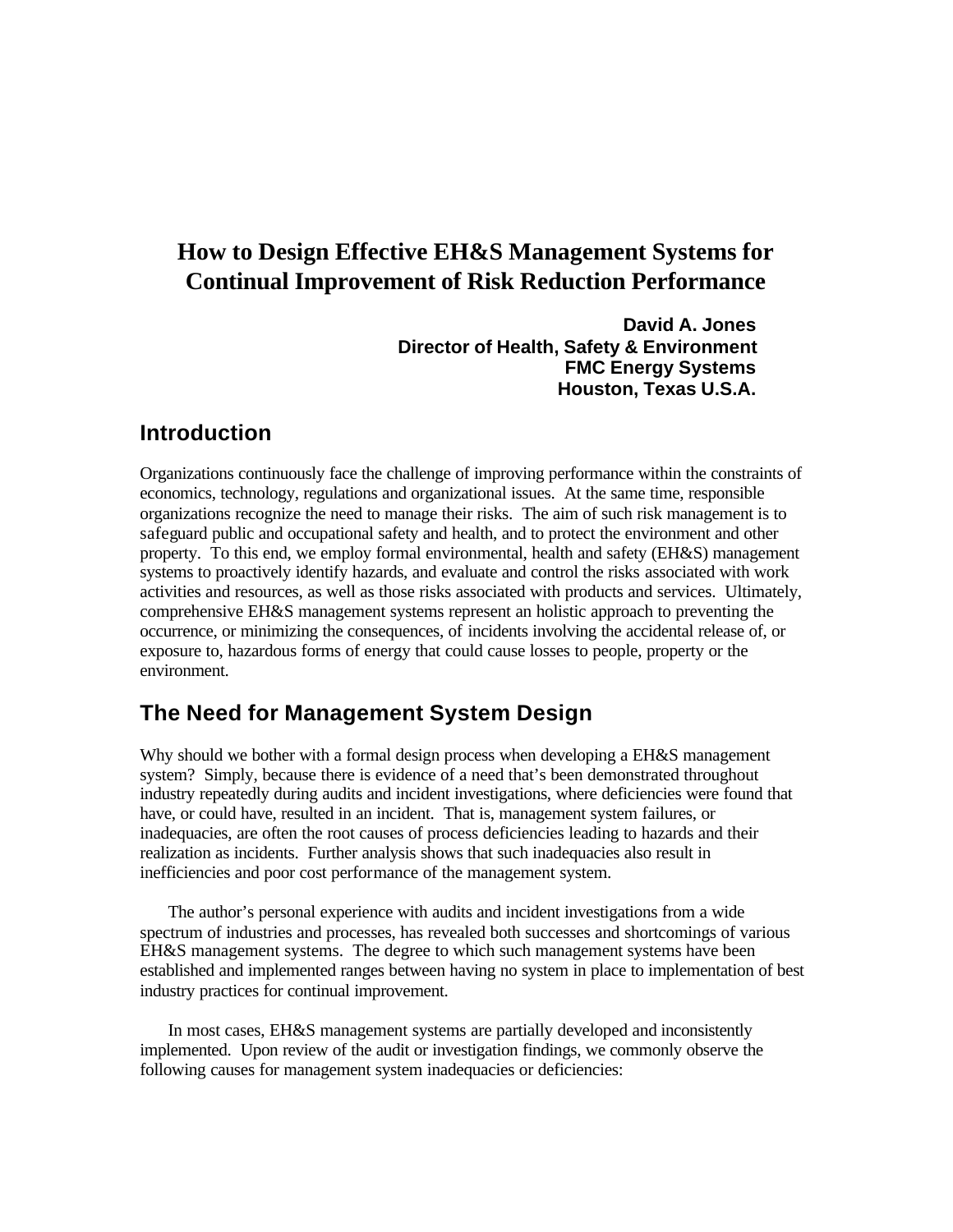# How to Design Effective EH&S Management Systems for Continual Improvement of Risk Reduction Performance

**David A. Jones**
**Director of Health, Safety & Environment**
**FMC Energy Systems**
**Houston, Texas U.S.A.**

## Introduction

Organizations continuously face the challenge of improving performance within the constraints of economics, technology, regulations and organizational issues. At the same time, responsible organizations recognize the need to manage their risks. The aim of such risk management is to safeguard public and occupational safety and health, and to protect the environment and other property. To this end, we employ formal environmental, health and safety (EH&S) management systems to proactively identify hazards, and evaluate and control the risks associated with work activities and resources, as well as those risks associated with products and services. Ultimately, comprehensive EH&S management systems represent an holistic approach to preventing the occurrence, or minimizing the consequences, of incidents involving the accidental release of, or exposure to, hazardous forms of energy that could cause losses to people, property or the environment.

## The Need for Management System Design

Why should we bother with a formal design process when developing a EH&S management system? Simply, because there is evidence of a need that's been demonstrated throughout industry repeatedly during audits and incident investigations, where deficiencies were found that have, or could have, resulted in an incident. That is, management system failures, or inadequacies, are often the root causes of process deficiencies leading to hazards and their realization as incidents. Further analysis shows that such inadequacies also result in inefficiencies and poor cost performance of the management system.

The author's personal experience with audits and incident investigations from a wide spectrum of industries and processes, has revealed both successes and shortcomings of various EH&S management systems. The degree to which such management systems have been established and implemented ranges between having no system in place to implementation of best industry practices for continual improvement.

In most cases, EH&S management systems are partially developed and inconsistently implemented. Upon review of the audit or investigation findings, we commonly observe the following causes for management system inadequacies or deficiencies: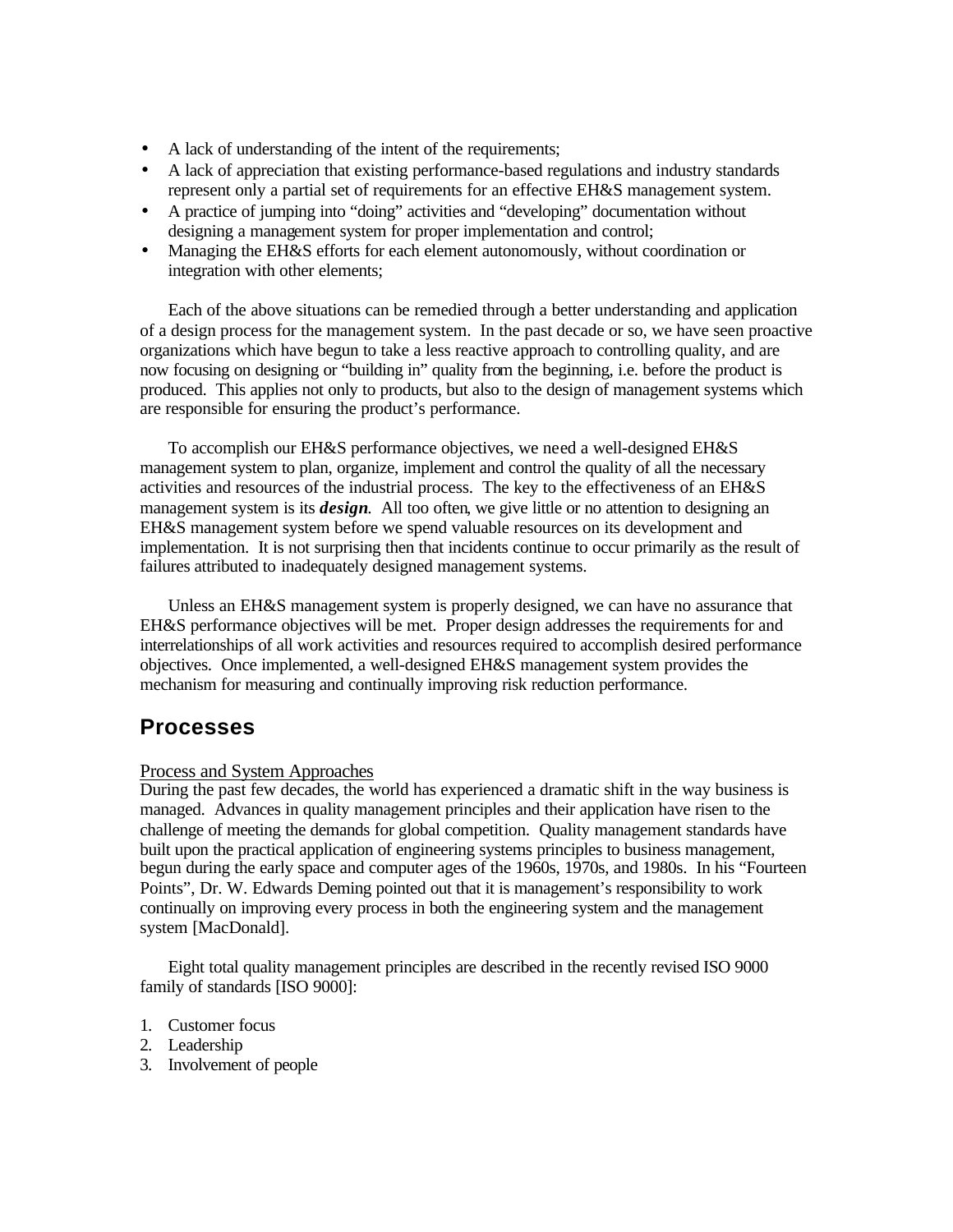- A lack of understanding of the intent of the requirements;
- A lack of appreciation that existing performance-based regulations and industry standards represent only a partial set of requirements for an effective EH&S management system.
- A practice of jumping into "doing" activities and "developing" documentation without designing a management system for proper implementation and control;
- Managing the EH&S efforts for each element autonomously, without coordination or integration with other elements;

Each of the above situations can be remedied through a better understanding and application of a design process for the management system. In the past decade or so, we have seen proactive organizations which have begun to take a less reactive approach to controlling quality, and are now focusing on designing or "building in" quality from the beginning, i.e. before the product is produced. This applies not only to products, but also to the design of management systems which are responsible for ensuring the product's performance.

To accomplish our EH&S performance objectives, we need a well-designed EH&S management system to plan, organize, implement and control the quality of all the necessary activities and resources of the industrial process. The key to the effectiveness of an EH&S management system is its ***design***. All too often, we give little or no attention to designing an EH&S management system before we spend valuable resources on its development and implementation. It is not surprising then that incidents continue to occur primarily as the result of failures attributed to inadequately designed management systems.

Unless an EH&S management system is properly designed, we can have no assurance that EH&S performance objectives will be met. Proper design addresses the requirements for and interrelationships of all work activities and resources required to accomplish desired performance objectives. Once implemented, a well-designed EH&S management system provides the mechanism for measuring and continually improving risk reduction performance.

## Processes

Process and System Approaches

During the past few decades, the world has experienced a dramatic shift in the way business is managed. Advances in quality management principles and their application have risen to the challenge of meeting the demands for global competition. Quality management standards have built upon the practical application of engineering systems principles to business management, begun during the early space and computer ages of the 1960s, 1970s, and 1980s. In his "Fourteen Points", Dr. W. Edwards Deming pointed out that it is management's responsibility to work continually on improving every process in both the engineering system and the management system [MacDonald].

Eight total quality management principles are described in the recently revised ISO 9000 family of standards [ISO 9000]:

1. Customer focus
2. Leadership
3. Involvement of people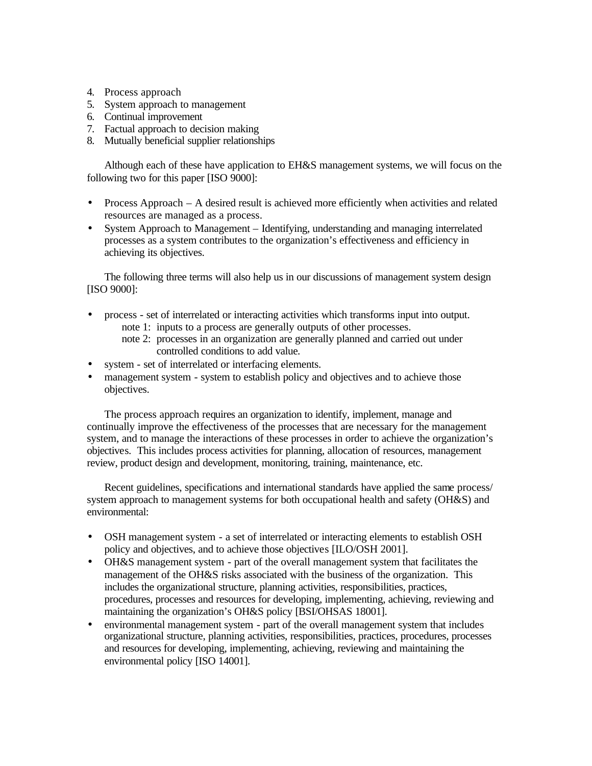4. Process approach
5. System approach to management
6. Continual improvement
7. Factual approach to decision making
8. Mutually beneficial supplier relationships

Although each of these have application to EH&S management systems, we will focus on the following two for this paper [ISO 9000]:

- Process Approach – A desired result is achieved more efficiently when activities and related resources are managed as a process.
- System Approach to Management – Identifying, understanding and managing interrelated processes as a system contributes to the organization's effectiveness and efficiency in achieving its objectives.

The following three terms will also help us in our discussions of management system design [ISO 9000]:

- process - set of interrelated or interacting activities which transforms input into output.
  - note 1: inputs to a process are generally outputs of other processes.
  - note 2: processes in an organization are generally planned and carried out under controlled conditions to add value.
- system - set of interrelated or interfacing elements.
- management system - system to establish policy and objectives and to achieve those objectives.

The process approach requires an organization to identify, implement, manage and continually improve the effectiveness of the processes that are necessary for the management system, and to manage the interactions of these processes in order to achieve the organization's objectives. This includes process activities for planning, allocation of resources, management review, product design and development, monitoring, training, maintenance, etc.

Recent guidelines, specifications and international standards have applied the same process/ system approach to management systems for both occupational health and safety (OH&S) and environmental:

- OSH management system - a set of interrelated or interacting elements to establish OSH policy and objectives, and to achieve those objectives [ILO/OSH 2001].
- OH&S management system - part of the overall management system that facilitates the management of the OH&S risks associated with the business of the organization. This includes the organizational structure, planning activities, responsibilities, practices, procedures, processes and resources for developing, implementing, achieving, reviewing and maintaining the organization's OH&S policy [BSI/OHSAS 18001].
- environmental management system - part of the overall management system that includes organizational structure, planning activities, responsibilities, practices, procedures, processes and resources for developing, implementing, achieving, reviewing and maintaining the environmental policy [ISO 14001].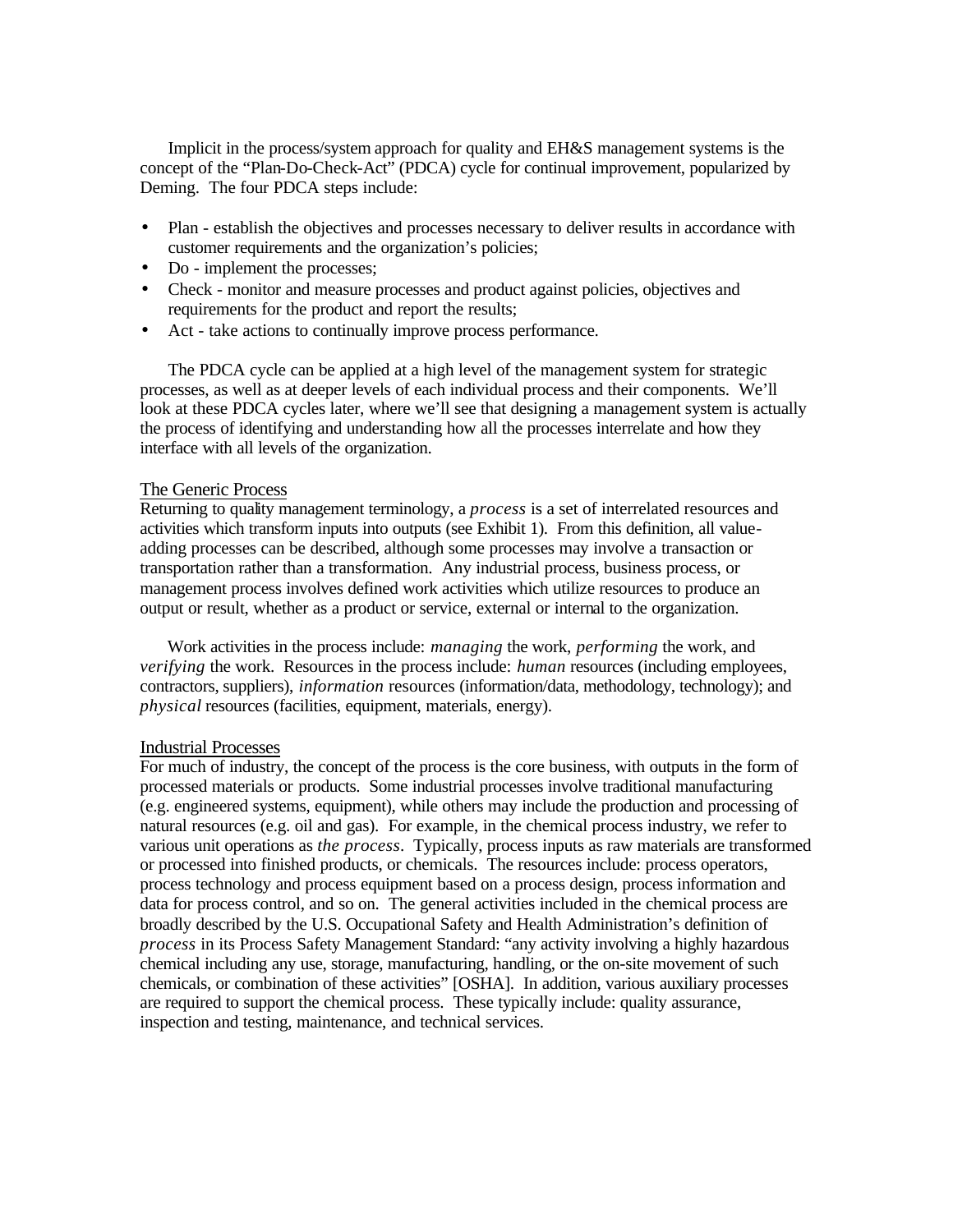Implicit in the process/system approach for quality and EH&S management systems is the concept of the "Plan-Do-Check-Act" (PDCA) cycle for continual improvement, popularized by Deming. The four PDCA steps include:

- Plan - establish the objectives and processes necessary to deliver results in accordance with customer requirements and the organization's policies;
- Do - implement the processes;
- Check - monitor and measure processes and product against policies, objectives and requirements for the product and report the results;
- Act - take actions to continually improve process performance.

The PDCA cycle can be applied at a high level of the management system for strategic processes, as well as at deeper levels of each individual process and their components. We'll look at these PDCA cycles later, where we'll see that designing a management system is actually the process of identifying and understanding how all the processes interrelate and how they interface with all levels of the organization.

## The Generic Process

Returning to quality management terminology, a *process* is a set of interrelated resources and activities which transform inputs into outputs (see Exhibit 1). From this definition, all value-adding processes can be described, although some processes may involve a transaction or transportation rather than a transformation. Any industrial process, business process, or management process involves defined work activities which utilize resources to produce an output or result, whether as a product or service, external or internal to the organization.

Work activities in the process include: *managing* the work, *performing* the work, and *verifying* the work. Resources in the process include: *human* resources (including employees, contractors, suppliers), *information* resources (information/data, methodology, technology); and *physical* resources (facilities, equipment, materials, energy).

## Industrial Processes

For much of industry, the concept of the process is the core business, with outputs in the form of processed materials or products. Some industrial processes involve traditional manufacturing (e.g. engineered systems, equipment), while others may include the production and processing of natural resources (e.g. oil and gas). For example, in the chemical process industry, we refer to various unit operations as *the process*. Typically, process inputs as raw materials are transformed or processed into finished products, or chemicals. The resources include: process operators, process technology and process equipment based on a process design, process information and data for process control, and so on. The general activities included in the chemical process are broadly described by the U.S. Occupational Safety and Health Administration's definition of *process* in its Process Safety Management Standard: "any activity involving a highly hazardous chemical including any use, storage, manufacturing, handling, or the on-site movement of such chemicals, or combination of these activities" [OSHA]. In addition, various auxiliary processes are required to support the chemical process. These typically include: quality assurance, inspection and testing, maintenance, and technical services.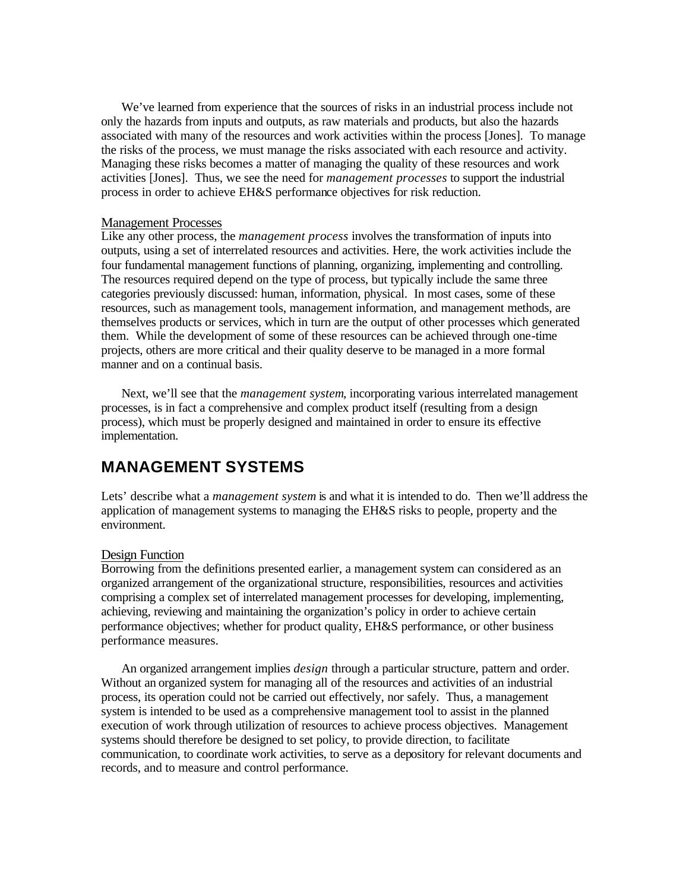We've learned from experience that the sources of risks in an industrial process include not only the hazards from inputs and outputs, as raw materials and products, but also the hazards associated with many of the resources and work activities within the process [Jones]. To manage the risks of the process, we must manage the risks associated with each resource and activity. Managing these risks becomes a matter of managing the quality of these resources and work activities [Jones]. Thus, we see the need for *management processes* to support the industrial process in order to achieve EH&S performance objectives for risk reduction.

Management Processes

Like any other process, the *management process* involves the transformation of inputs into outputs, using a set of interrelated resources and activities. Here, the work activities include the four fundamental management functions of planning, organizing, implementing and controlling. The resources required depend on the type of process, but typically include the same three categories previously discussed: human, information, physical. In most cases, some of these resources, such as management tools, management information, and management methods, are themselves products or services, which in turn are the output of other processes which generated them. While the development of some of these resources can be achieved through one-time projects, others are more critical and their quality deserve to be managed in a more formal manner and on a continual basis.

Next, we'll see that the *management system*, incorporating various interrelated management processes, is in fact a comprehensive and complex product itself (resulting from a design process), which must be properly designed and maintained in order to ensure its effective implementation.

## MANAGEMENT SYSTEMS

Lets' describe what a *management system* is and what it is intended to do. Then we'll address the application of management systems to managing the EH&S risks to people, property and the environment.

Design Function

Borrowing from the definitions presented earlier, a management system can considered as an organized arrangement of the organizational structure, responsibilities, resources and activities comprising a complex set of interrelated management processes for developing, implementing, achieving, reviewing and maintaining the organization's policy in order to achieve certain performance objectives; whether for product quality, EH&S performance, or other business performance measures.

An organized arrangement implies *design* through a particular structure, pattern and order. Without an organized system for managing all of the resources and activities of an industrial process, its operation could not be carried out effectively, nor safely. Thus, a management system is intended to be used as a comprehensive management tool to assist in the planned execution of work through utilization of resources to achieve process objectives. Management systems should therefore be designed to set policy, to provide direction, to facilitate communication, to coordinate work activities, to serve as a depository for relevant documents and records, and to measure and control performance.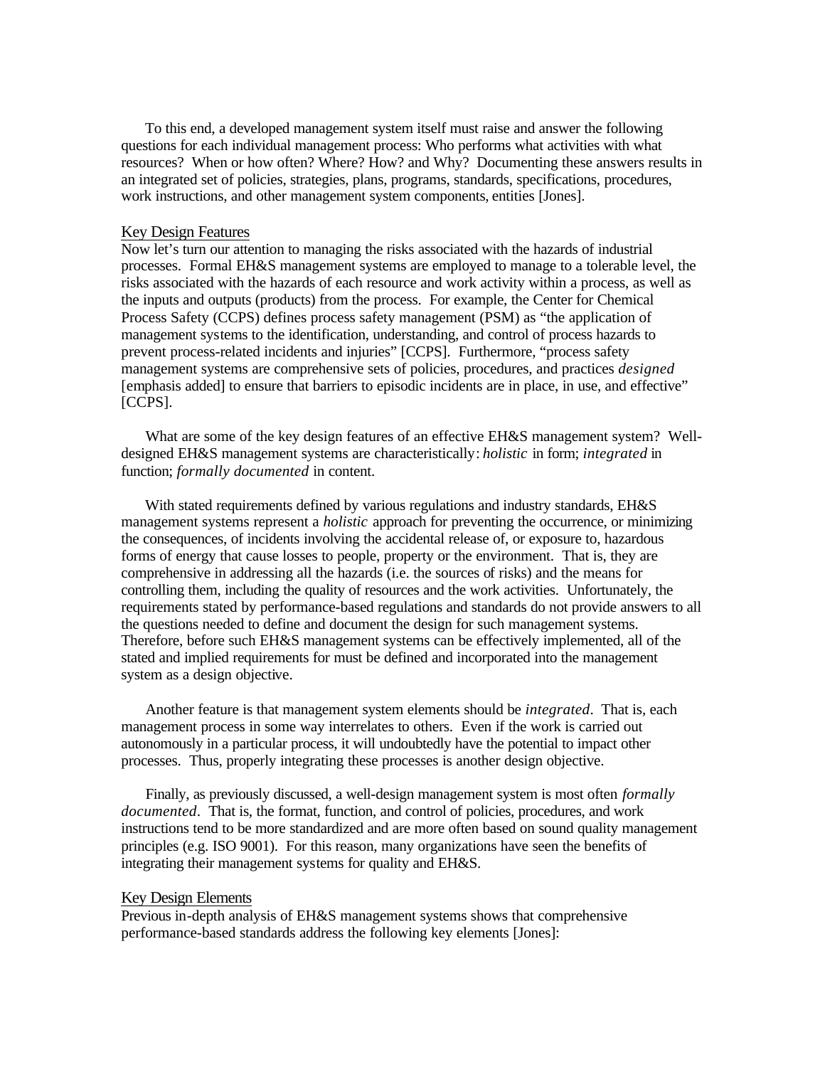To this end, a developed management system itself must raise and answer the following questions for each individual management process: Who performs what activities with what resources? When or how often? Where? How? and Why? Documenting these answers results in an integrated set of policies, strategies, plans, programs, standards, specifications, procedures, work instructions, and other management system components, entities [Jones].

## Key Design Features

Now let's turn our attention to managing the risks associated with the hazards of industrial processes. Formal EH&S management systems are employed to manage to a tolerable level, the risks associated with the hazards of each resource and work activity within a process, as well as the inputs and outputs (products) from the process. For example, the Center for Chemical Process Safety (CCPS) defines process safety management (PSM) as "the application of management systems to the identification, understanding, and control of process hazards to prevent process-related incidents and injuries" [CCPS]. Furthermore, "process safety management systems are comprehensive sets of policies, procedures, and practices *designed* [emphasis added] to ensure that barriers to episodic incidents are in place, in use, and effective" [CCPS].

What are some of the key design features of an effective EH&S management system? Well-designed EH&S management systems are characteristically: *holistic* in form; *integrated* in function; *formally documented* in content.

With stated requirements defined by various regulations and industry standards, EH&S management systems represent a *holistic* approach for preventing the occurrence, or minimizing the consequences, of incidents involving the accidental release of, or exposure to, hazardous forms of energy that cause losses to people, property or the environment. That is, they are comprehensive in addressing all the hazards (i.e. the sources of risks) and the means for controlling them, including the quality of resources and the work activities. Unfortunately, the requirements stated by performance-based regulations and standards do not provide answers to all the questions needed to define and document the design for such management systems. Therefore, before such EH&S management systems can be effectively implemented, all of the stated and implied requirements for must be defined and incorporated into the management system as a design objective.

Another feature is that management system elements should be *integrated*. That is, each management process in some way interrelates to others. Even if the work is carried out autonomously in a particular process, it will undoubtedly have the potential to impact other processes. Thus, properly integrating these processes is another design objective.

Finally, as previously discussed, a well-design management system is most often *formally documented*. That is, the format, function, and control of policies, procedures, and work instructions tend to be more standardized and are more often based on sound quality management principles (e.g. ISO 9001). For this reason, many organizations have seen the benefits of integrating their management systems for quality and EH&S.

## Key Design Elements

Previous in-depth analysis of EH&S management systems shows that comprehensive performance-based standards address the following key elements [Jones]: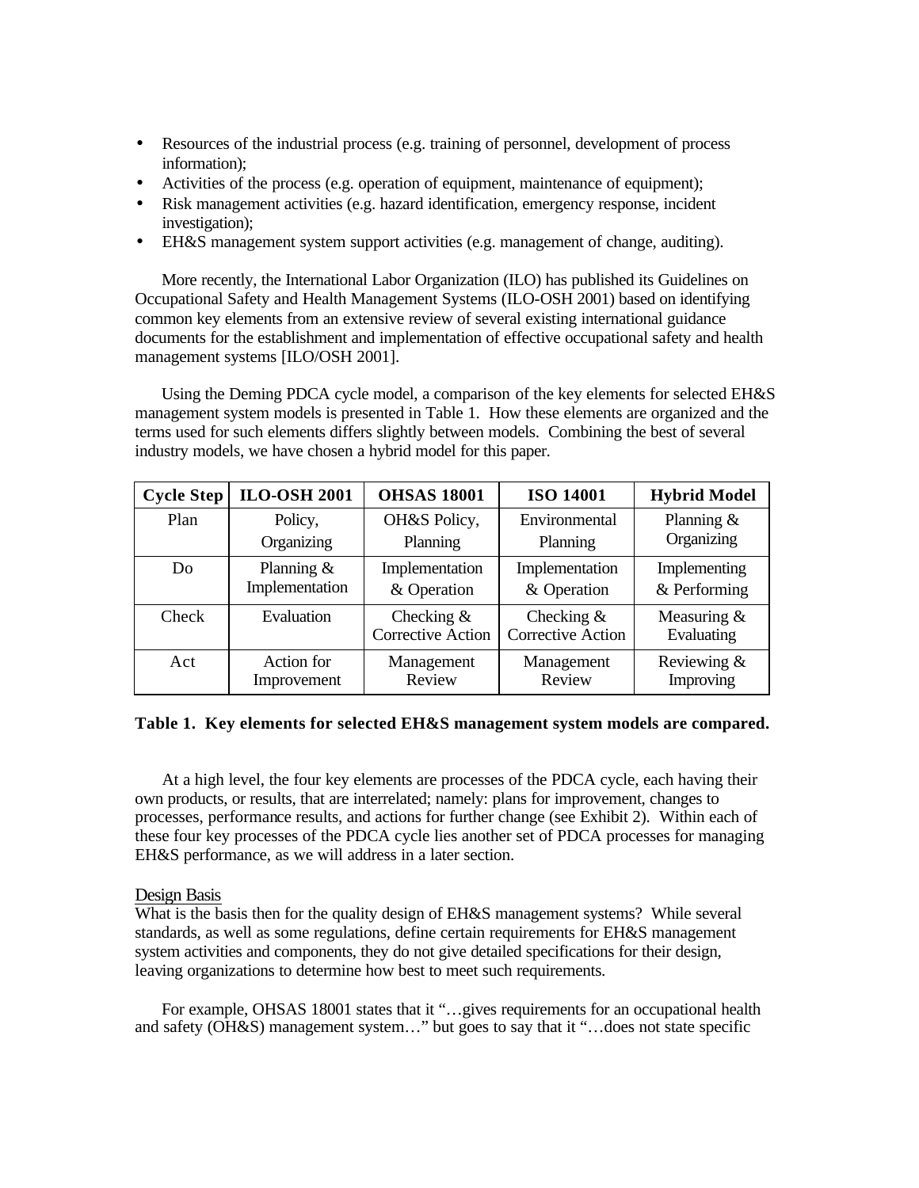- Resources of the industrial process (e.g. training of personnel, development of process information);
- Activities of the process (e.g. operation of equipment, maintenance of equipment);
- Risk management activities (e.g. hazard identification, emergency response, incident investigation);
- EH&S management system support activities (e.g. management of change, auditing).

More recently, the International Labor Organization (ILO) has published its Guidelines on Occupational Safety and Health Management Systems (ILO-OSH 2001) based on identifying common key elements from an extensive review of several existing international guidance documents for the establishment and implementation of effective occupational safety and health management systems [ILO/OSH 2001].

Using the Deming PDCA cycle model, a comparison of the key elements for selected EH&S management system models is presented in Table 1. How these elements are organized and the terms used for such elements differs slightly between models. Combining the best of several industry models, we have chosen a hybrid model for this paper.

| Cycle Step | ILO-OSH 2001 | OHSAS 18001 | ISO 14001 | Hybrid Model |
|---|---|---|---|---|
| Plan | Policy, Organizing | OH&S Policy, Planning | Environmental Planning | Planning & Organizing |
| Do | Planning & Implementation | Implementation & Operation | Implementation & Operation | Implementing & Performing |
| Check | Evaluation | Checking & Corrective Action | Checking & Corrective Action | Measuring & Evaluating |
| Act | Action for Improvement | Management Review | Management Review | Reviewing & Improving |

**Table 1. Key elements for selected EH&S management system models are compared.**

At a high level, the four key elements are processes of the PDCA cycle, each having their own products, or results, that are interrelated; namely: plans for improvement, changes to processes, performance results, and actions for further change (see Exhibit 2). Within each of these four key processes of the PDCA cycle lies another set of PDCA processes for managing EH&S performance, as we will address in a later section.

Design Basis

What is the basis then for the quality design of EH&S management systems? While several standards, as well as some regulations, define certain requirements for EH&S management system activities and components, they do not give detailed specifications for their design, leaving organizations to determine how best to meet such requirements.

For example, OHSAS 18001 states that it "…gives requirements for an occupational health and safety (OH&S) management system…" but goes to say that it "…does not state specific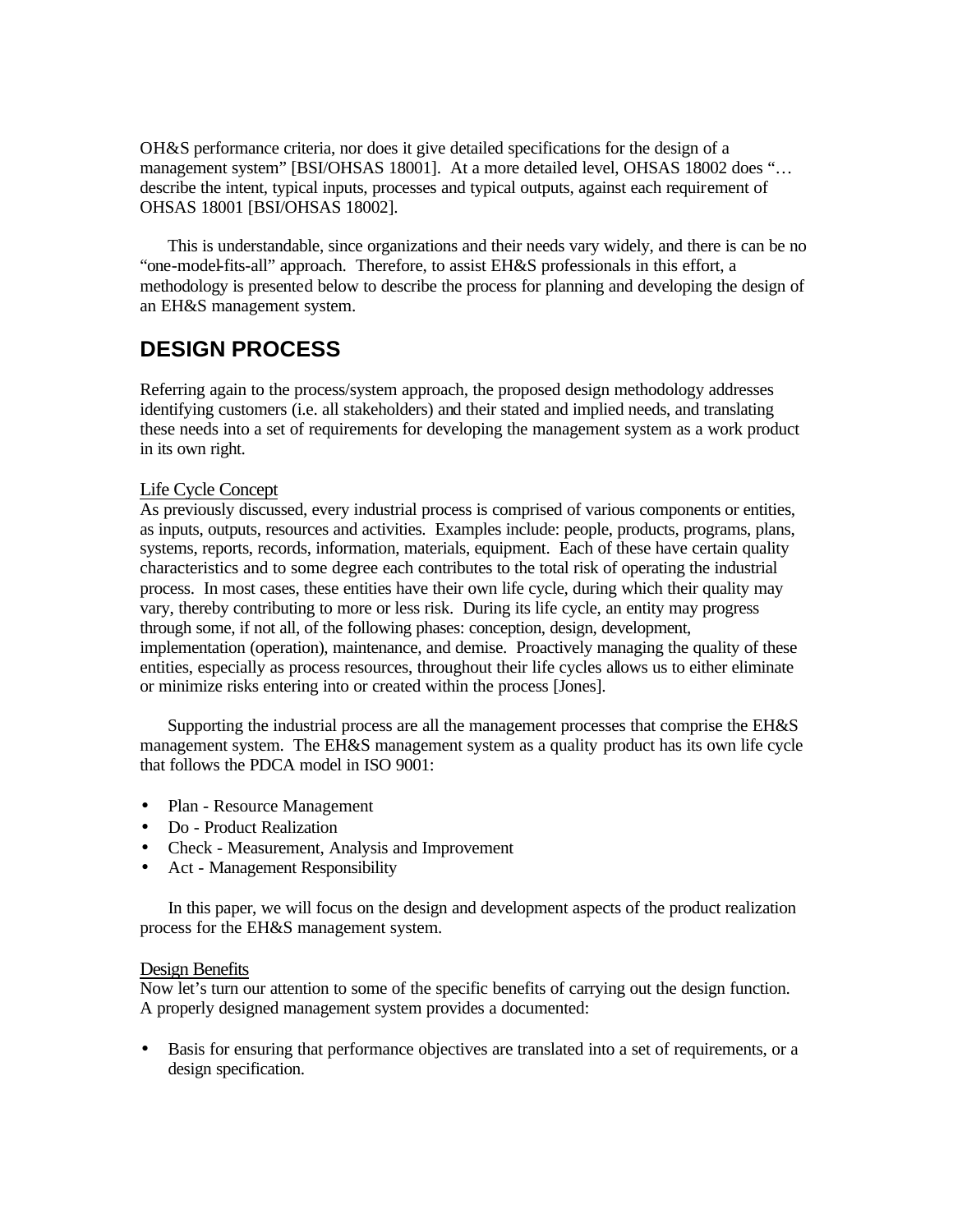OH&S performance criteria, nor does it give detailed specifications for the design of a management system" [BSI/OHSAS 18001]. At a more detailed level, OHSAS 18002 does "… describe the intent, typical inputs, processes and typical outputs, against each requirement of OHSAS 18001 [BSI/OHSAS 18002].

This is understandable, since organizations and their needs vary widely, and there is can be no "one-model-fits-all" approach. Therefore, to assist EH&S professionals in this effort, a methodology is presented below to describe the process for planning and developing the design of an EH&S management system.

## DESIGN PROCESS

Referring again to the process/system approach, the proposed design methodology addresses identifying customers (i.e. all stakeholders) and their stated and implied needs, and translating these needs into a set of requirements for developing the management system as a work product in its own right.

### Life Cycle Concept

As previously discussed, every industrial process is comprised of various components or entities, as inputs, outputs, resources and activities. Examples include: people, products, programs, plans, systems, reports, records, information, materials, equipment. Each of these have certain quality characteristics and to some degree each contributes to the total risk of operating the industrial process. In most cases, these entities have their own life cycle, during which their quality may vary, thereby contributing to more or less risk. During its life cycle, an entity may progress through some, if not all, of the following phases: conception, design, development, implementation (operation), maintenance, and demise. Proactively managing the quality of these entities, especially as process resources, throughout their life cycles allows us to either eliminate or minimize risks entering into or created within the process [Jones].

Supporting the industrial process are all the management processes that comprise the EH&S management system. The EH&S management system as a quality product has its own life cycle that follows the PDCA model in ISO 9001:

- Plan - Resource Management
- Do - Product Realization
- Check - Measurement, Analysis and Improvement
- Act - Management Responsibility

In this paper, we will focus on the design and development aspects of the product realization process for the EH&S management system.

### Design Benefits

Now let's turn our attention to some of the specific benefits of carrying out the design function. A properly designed management system provides a documented:

- Basis for ensuring that performance objectives are translated into a set of requirements, or a design specification.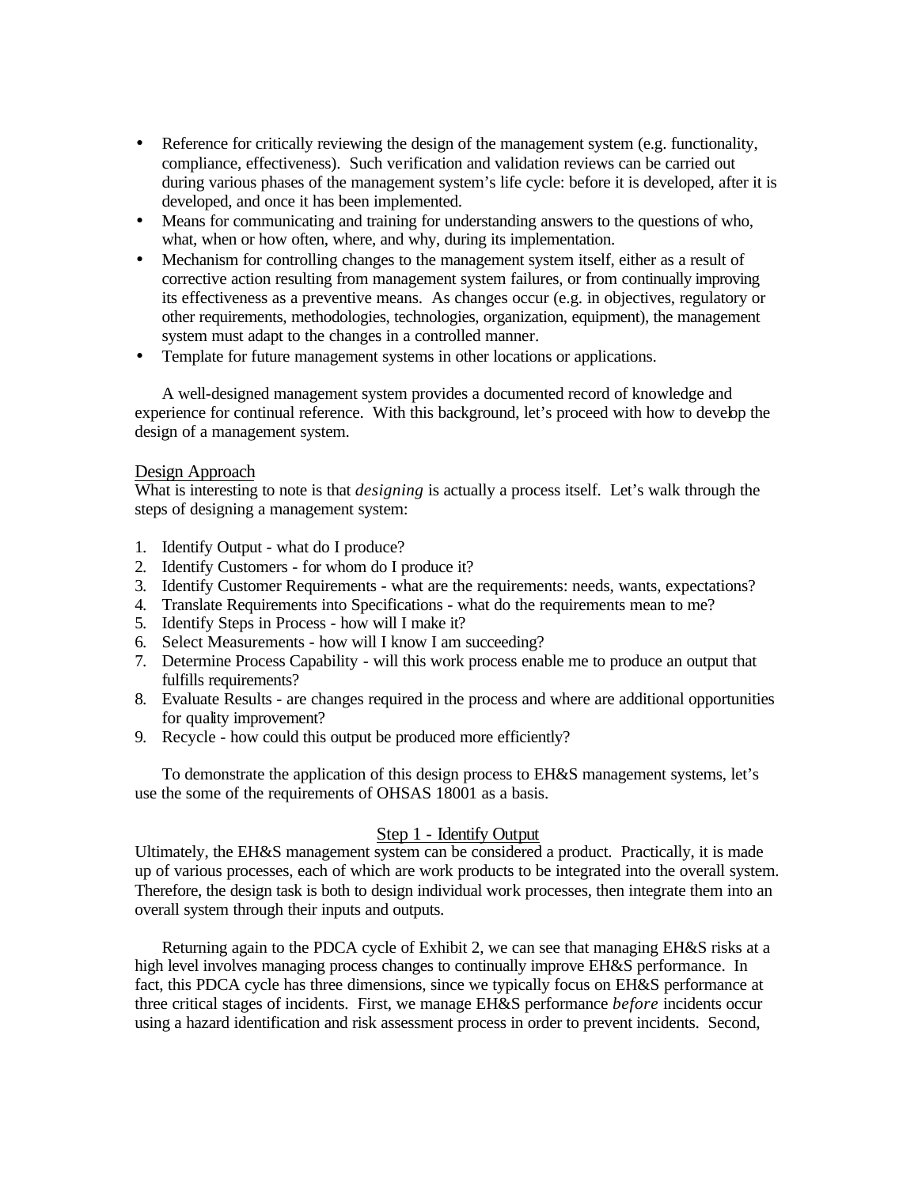- Reference for critically reviewing the design of the management system (e.g. functionality, compliance, effectiveness). Such verification and validation reviews can be carried out during various phases of the management system's life cycle: before it is developed, after it is developed, and once it has been implemented.
- Means for communicating and training for understanding answers to the questions of who, what, when or how often, where, and why, during its implementation.
- Mechanism for controlling changes to the management system itself, either as a result of corrective action resulting from management system failures, or from continually improving its effectiveness as a preventive means. As changes occur (e.g. in objectives, regulatory or other requirements, methodologies, technologies, organization, equipment), the management system must adapt to the changes in a controlled manner.
- Template for future management systems in other locations or applications.

A well-designed management system provides a documented record of knowledge and experience for continual reference. With this background, let's proceed with how to develop the design of a management system.

## Design Approach

What is interesting to note is that *designing* is actually a process itself. Let's walk through the steps of designing a management system:

1. Identify Output - what do I produce?
2. Identify Customers - for whom do I produce it?
3. Identify Customer Requirements - what are the requirements: needs, wants, expectations?
4. Translate Requirements into Specifications - what do the requirements mean to me?
5. Identify Steps in Process - how will I make it?
6. Select Measurements - how will I know I am succeeding?
7. Determine Process Capability - will this work process enable me to produce an output that fulfills requirements?
8. Evaluate Results - are changes required in the process and where are additional opportunities for quality improvement?
9. Recycle - how could this output be produced more efficiently?

To demonstrate the application of this design process to EH&S management systems, let's use the some of the requirements of OHSAS 18001 as a basis.

### Step 1 - Identify Output

Ultimately, the EH&S management system can be considered a product. Practically, it is made up of various processes, each of which are work products to be integrated into the overall system. Therefore, the design task is both to design individual work processes, then integrate them into an overall system through their inputs and outputs.

Returning again to the PDCA cycle of Exhibit 2, we can see that managing EH&S risks at a high level involves managing process changes to continually improve EH&S performance. In fact, this PDCA cycle has three dimensions, since we typically focus on EH&S performance at three critical stages of incidents. First, we manage EH&S performance *before* incidents occur using a hazard identification and risk assessment process in order to prevent incidents. Second,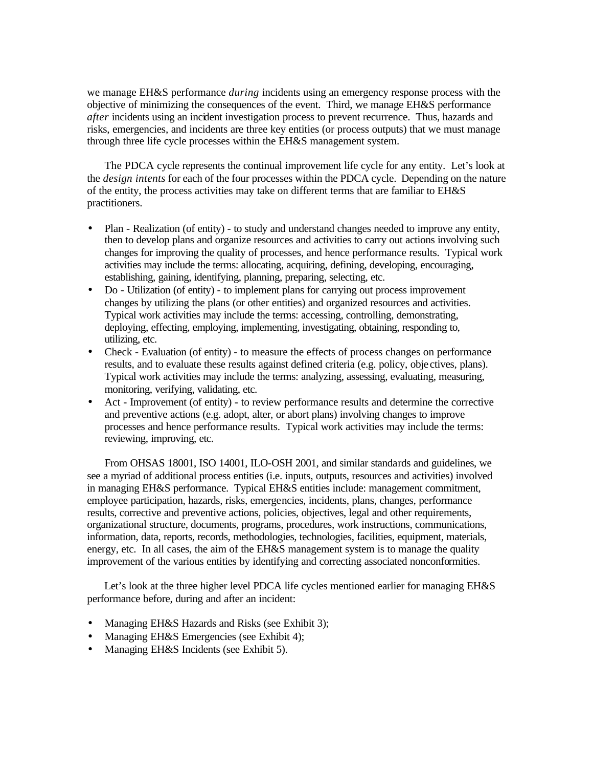we manage EH&S performance *during* incidents using an emergency response process with the objective of minimizing the consequences of the event. Third, we manage EH&S performance *after* incidents using an incident investigation process to prevent recurrence. Thus, hazards and risks, emergencies, and incidents are three key entities (or process outputs) that we must manage through three life cycle processes within the EH&S management system.

The PDCA cycle represents the continual improvement life cycle for any entity. Let's look at the *design intents* for each of the four processes within the PDCA cycle. Depending on the nature of the entity, the process activities may take on different terms that are familiar to EH&S practitioners.

- Plan - Realization (of entity) - to study and understand changes needed to improve any entity, then to develop plans and organize resources and activities to carry out actions involving such changes for improving the quality of processes, and hence performance results. Typical work activities may include the terms: allocating, acquiring, defining, developing, encouraging, establishing, gaining, identifying, planning, preparing, selecting, etc.
- Do - Utilization (of entity) - to implement plans for carrying out process improvement changes by utilizing the plans (or other entities) and organized resources and activities. Typical work activities may include the terms: accessing, controlling, demonstrating, deploying, effecting, employing, implementing, investigating, obtaining, responding to, utilizing, etc.
- Check - Evaluation (of entity) - to measure the effects of process changes on performance results, and to evaluate these results against defined criteria (e.g. policy, objectives, plans). Typical work activities may include the terms: analyzing, assessing, evaluating, measuring, monitoring, verifying, validating, etc.
- Act - Improvement (of entity) - to review performance results and determine the corrective and preventive actions (e.g. adopt, alter, or abort plans) involving changes to improve processes and hence performance results. Typical work activities may include the terms: reviewing, improving, etc.

From OHSAS 18001, ISO 14001, ILO-OSH 2001, and similar standards and guidelines, we see a myriad of additional process entities (i.e. inputs, outputs, resources and activities) involved in managing EH&S performance. Typical EH&S entities include: management commitment, employee participation, hazards, risks, emergencies, incidents, plans, changes, performance results, corrective and preventive actions, policies, objectives, legal and other requirements, organizational structure, documents, programs, procedures, work instructions, communications, information, data, reports, records, methodologies, technologies, facilities, equipment, materials, energy, etc. In all cases, the aim of the EH&S management system is to manage the quality improvement of the various entities by identifying and correcting associated nonconformities.

Let's look at the three higher level PDCA life cycles mentioned earlier for managing EH&S performance before, during and after an incident:

- Managing EH&S Hazards and Risks (see Exhibit 3);
- Managing EH&S Emergencies (see Exhibit 4);
- Managing EH&S Incidents (see Exhibit 5).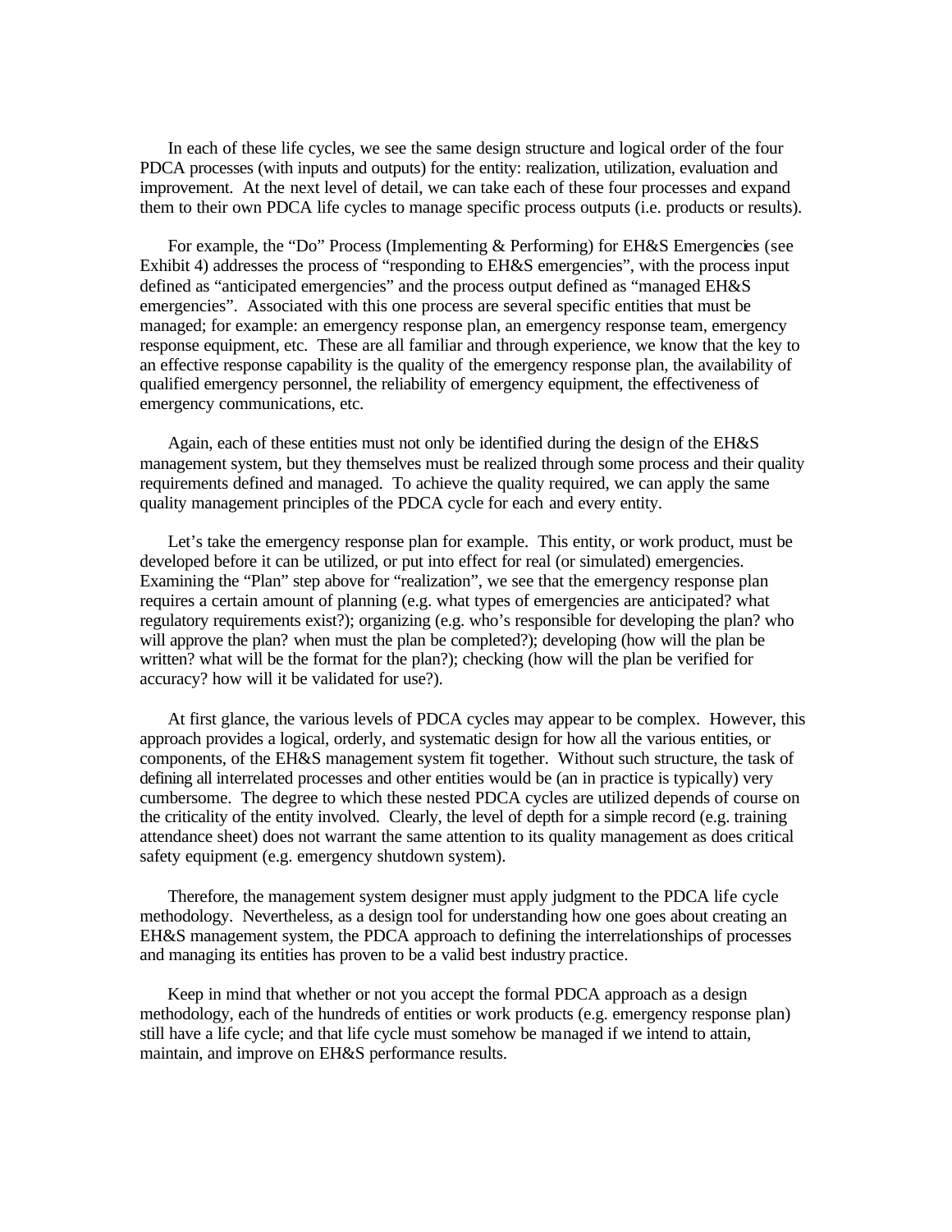In each of these life cycles, we see the same design structure and logical order of the four PDCA processes (with inputs and outputs) for the entity: realization, utilization, evaluation and improvement. At the next level of detail, we can take each of these four processes and expand them to their own PDCA life cycles to manage specific process outputs (i.e. products or results).

For example, the "Do" Process (Implementing & Performing) for EH&S Emergencies (see Exhibit 4) addresses the process of "responding to EH&S emergencies", with the process input defined as "anticipated emergencies" and the process output defined as "managed EH&S emergencies". Associated with this one process are several specific entities that must be managed; for example: an emergency response plan, an emergency response team, emergency response equipment, etc. These are all familiar and through experience, we know that the key to an effective response capability is the quality of the emergency response plan, the availability of qualified emergency personnel, the reliability of emergency equipment, the effectiveness of emergency communications, etc.

Again, each of these entities must not only be identified during the design of the EH&S management system, but they themselves must be realized through some process and their quality requirements defined and managed. To achieve the quality required, we can apply the same quality management principles of the PDCA cycle for each and every entity.

Let's take the emergency response plan for example. This entity, or work product, must be developed before it can be utilized, or put into effect for real (or simulated) emergencies. Examining the "Plan" step above for "realization", we see that the emergency response plan requires a certain amount of planning (e.g. what types of emergencies are anticipated? what regulatory requirements exist?); organizing (e.g. who's responsible for developing the plan? who will approve the plan? when must the plan be completed?); developing (how will the plan be written? what will be the format for the plan?); checking (how will the plan be verified for accuracy? how will it be validated for use?).

At first glance, the various levels of PDCA cycles may appear to be complex. However, this approach provides a logical, orderly, and systematic design for how all the various entities, or components, of the EH&S management system fit together. Without such structure, the task of defining all interrelated processes and other entities would be (an in practice is typically) very cumbersome. The degree to which these nested PDCA cycles are utilized depends of course on the criticality of the entity involved. Clearly, the level of depth for a simple record (e.g. training attendance sheet) does not warrant the same attention to its quality management as does critical safety equipment (e.g. emergency shutdown system).

Therefore, the management system designer must apply judgment to the PDCA life cycle methodology. Nevertheless, as a design tool for understanding how one goes about creating an EH&S management system, the PDCA approach to defining the interrelationships of processes and managing its entities has proven to be a valid best industry practice.

Keep in mind that whether or not you accept the formal PDCA approach as a design methodology, each of the hundreds of entities or work products (e.g. emergency response plan) still have a life cycle; and that life cycle must somehow be managed if we intend to attain, maintain, and improve on EH&S performance results.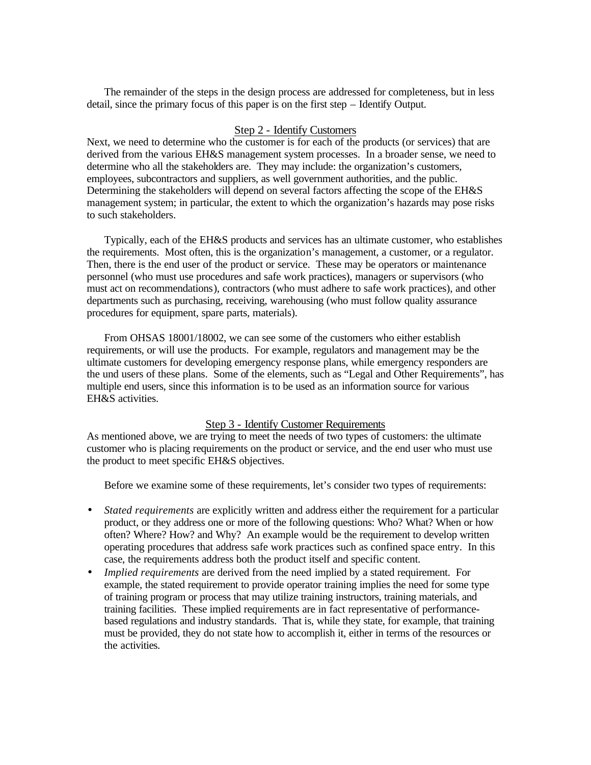The remainder of the steps in the design process are addressed for completeness, but in less detail, since the primary focus of this paper is on the first step – Identify Output.

## Step 2 - Identify Customers

Next, we need to determine who the customer is for each of the products (or services) that are derived from the various EH&S management system processes. In a broader sense, we need to determine who all the stakeholders are. They may include: the organization's customers, employees, subcontractors and suppliers, as well government authorities, and the public. Determining the stakeholders will depend on several factors affecting the scope of the EH&S management system; in particular, the extent to which the organization's hazards may pose risks to such stakeholders.

Typically, each of the EH&S products and services has an ultimate customer, who establishes the requirements. Most often, this is the organization's management, a customer, or a regulator. Then, there is the end user of the product or service. These may be operators or maintenance personnel (who must use procedures and safe work practices), managers or supervisors (who must act on recommendations), contractors (who must adhere to safe work practices), and other departments such as purchasing, receiving, warehousing (who must follow quality assurance procedures for equipment, spare parts, materials).

From OHSAS 18001/18002, we can see some of the customers who either establish requirements, or will use the products. For example, regulators and management may be the ultimate customers for developing emergency response plans, while emergency responders are the und users of these plans. Some of the elements, such as "Legal and Other Requirements", has multiple end users, since this information is to be used as an information source for various EH&S activities.

## Step 3 - Identify Customer Requirements

As mentioned above, we are trying to meet the needs of two types of customers: the ultimate customer who is placing requirements on the product or service, and the end user who must use the product to meet specific EH&S objectives.

Before we examine some of these requirements, let's consider two types of requirements:

- *Stated requirements* are explicitly written and address either the requirement for a particular product, or they address one or more of the following questions: Who? What? When or how often? Where? How? and Why? An example would be the requirement to develop written operating procedures that address safe work practices such as confined space entry. In this case, the requirements address both the product itself and specific content.
- *Implied requirements* are derived from the need implied by a stated requirement. For example, the stated requirement to provide operator training implies the need for some type of training program or process that may utilize training instructors, training materials, and training facilities. These implied requirements are in fact representative of performance-based regulations and industry standards. That is, while they state, for example, that training must be provided, they do not state how to accomplish it, either in terms of the resources or the activities.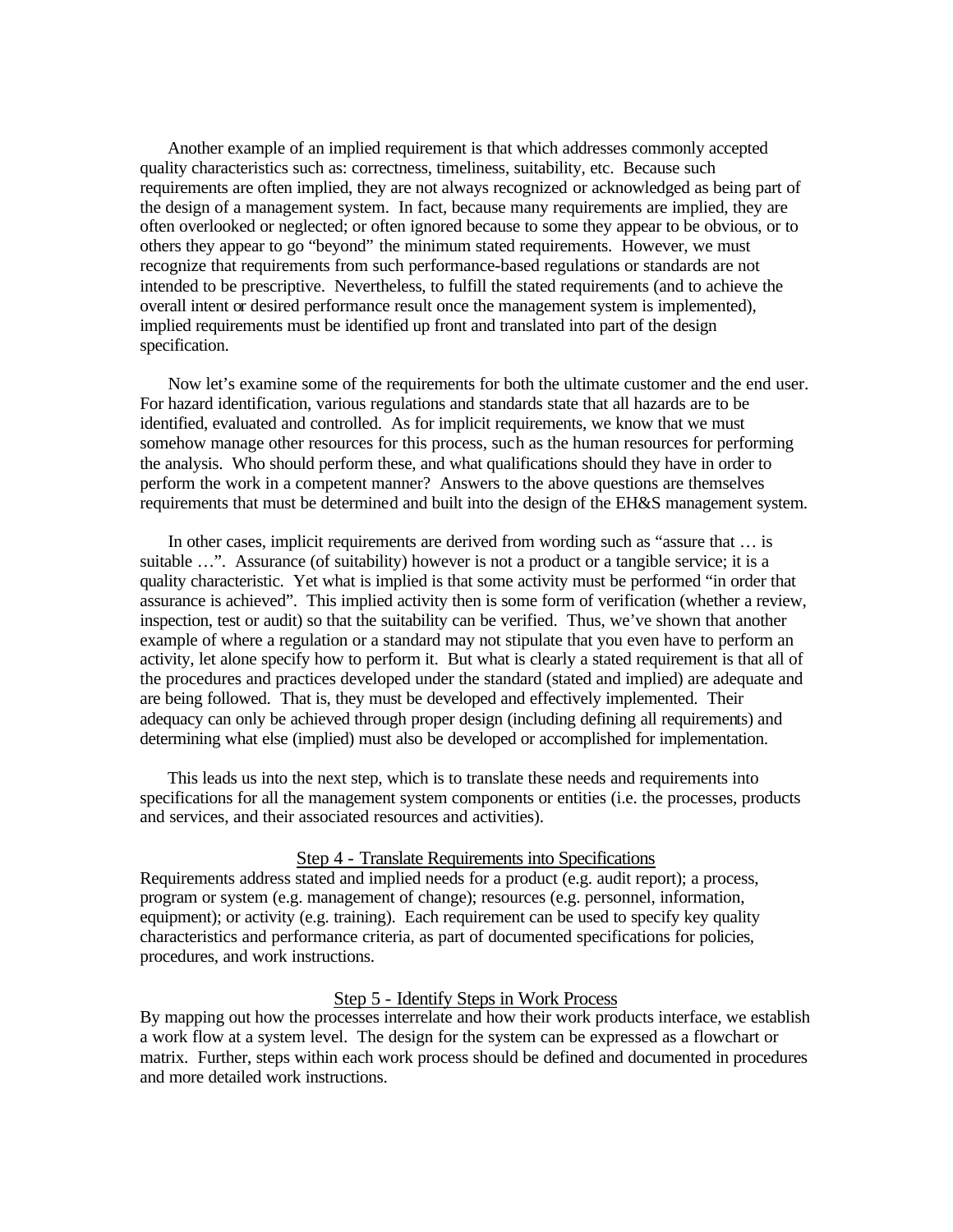Another example of an implied requirement is that which addresses commonly accepted quality characteristics such as: correctness, timeliness, suitability, etc. Because such requirements are often implied, they are not always recognized or acknowledged as being part of the design of a management system. In fact, because many requirements are implied, they are often overlooked or neglected; or often ignored because to some they appear to be obvious, or to others they appear to go "beyond" the minimum stated requirements. However, we must recognize that requirements from such performance-based regulations or standards are not intended to be prescriptive. Nevertheless, to fulfill the stated requirements (and to achieve the overall intent or desired performance result once the management system is implemented), implied requirements must be identified up front and translated into part of the design specification.

Now let's examine some of the requirements for both the ultimate customer and the end user. For hazard identification, various regulations and standards state that all hazards are to be identified, evaluated and controlled. As for implicit requirements, we know that we must somehow manage other resources for this process, such as the human resources for performing the analysis. Who should perform these, and what qualifications should they have in order to perform the work in a competent manner? Answers to the above questions are themselves requirements that must be determined and built into the design of the EH&S management system.

In other cases, implicit requirements are derived from wording such as "assure that … is suitable …". Assurance (of suitability) however is not a product or a tangible service; it is a quality characteristic. Yet what is implied is that some activity must be performed "in order that assurance is achieved". This implied activity then is some form of verification (whether a review, inspection, test or audit) so that the suitability can be verified. Thus, we've shown that another example of where a regulation or a standard may not stipulate that you even have to perform an activity, let alone specify how to perform it. But what is clearly a stated requirement is that all of the procedures and practices developed under the standard (stated and implied) are adequate and are being followed. That is, they must be developed and effectively implemented. Their adequacy can only be achieved through proper design (including defining all requirements) and determining what else (implied) must also be developed or accomplished for implementation.

This leads us into the next step, which is to translate these needs and requirements into specifications for all the management system components or entities (i.e. the processes, products and services, and their associated resources and activities).

## Step 4 - Translate Requirements into Specifications

Requirements address stated and implied needs for a product (e.g. audit report); a process, program or system (e.g. management of change); resources (e.g. personnel, information, equipment); or activity (e.g. training). Each requirement can be used to specify key quality characteristics and performance criteria, as part of documented specifications for policies, procedures, and work instructions.

## Step 5 - Identify Steps in Work Process

By mapping out how the processes interrelate and how their work products interface, we establish a work flow at a system level. The design for the system can be expressed as a flowchart or matrix. Further, steps within each work process should be defined and documented in procedures and more detailed work instructions.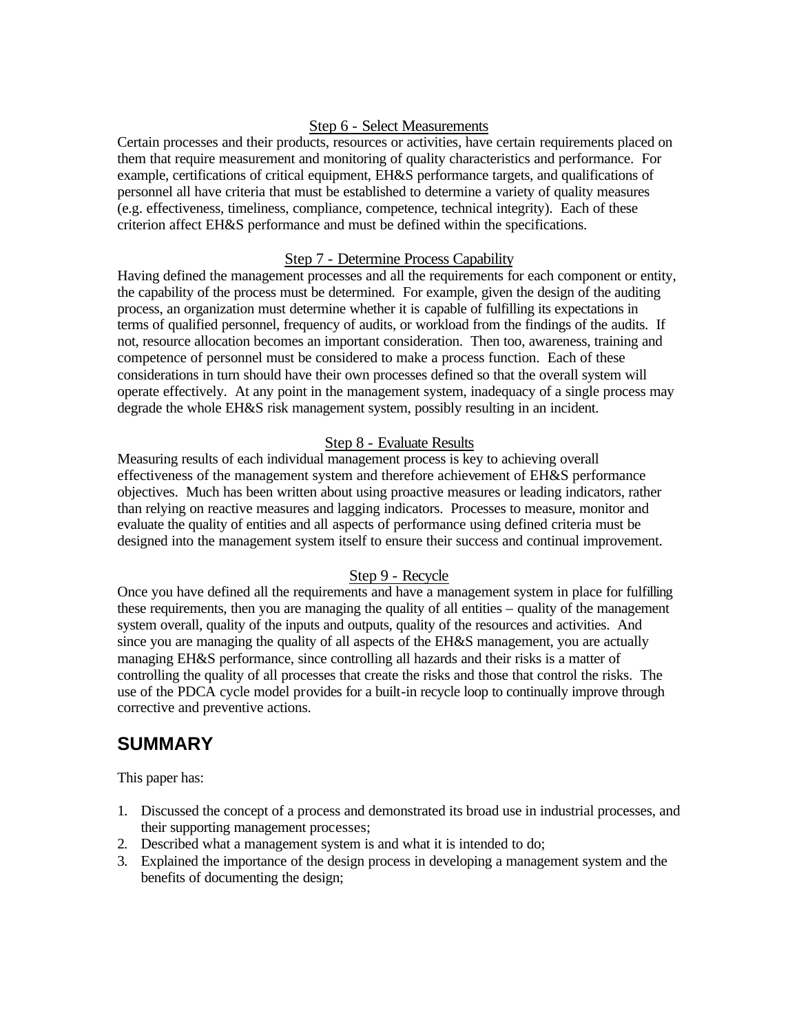### Step 6 - Select Measurements

Certain processes and their products, resources or activities, have certain requirements placed on them that require measurement and monitoring of quality characteristics and performance. For example, certifications of critical equipment, EH&S performance targets, and qualifications of personnel all have criteria that must be established to determine a variety of quality measures (e.g. effectiveness, timeliness, compliance, competence, technical integrity). Each of these criterion affect EH&S performance and must be defined within the specifications.

### Step 7 - Determine Process Capability

Having defined the management processes and all the requirements for each component or entity, the capability of the process must be determined. For example, given the design of the auditing process, an organization must determine whether it is capable of fulfilling its expectations in terms of qualified personnel, frequency of audits, or workload from the findings of the audits. If not, resource allocation becomes an important consideration. Then too, awareness, training and competence of personnel must be considered to make a process function. Each of these considerations in turn should have their own processes defined so that the overall system will operate effectively. At any point in the management system, inadequacy of a single process may degrade the whole EH&S risk management system, possibly resulting in an incident.

### Step 8 - Evaluate Results

Measuring results of each individual management process is key to achieving overall effectiveness of the management system and therefore achievement of EH&S performance objectives. Much has been written about using proactive measures or leading indicators, rather than relying on reactive measures and lagging indicators. Processes to measure, monitor and evaluate the quality of entities and all aspects of performance using defined criteria must be designed into the management system itself to ensure their success and continual improvement.

### Step 9 - Recycle

Once you have defined all the requirements and have a management system in place for fulfilling these requirements, then you are managing the quality of all entities – quality of the management system overall, quality of the inputs and outputs, quality of the resources and activities. And since you are managing the quality of all aspects of the EH&S management, you are actually managing EH&S performance, since controlling all hazards and their risks is a matter of controlling the quality of all processes that create the risks and those that control the risks. The use of the PDCA cycle model provides for a built-in recycle loop to continually improve through corrective and preventive actions.

## SUMMARY

This paper has:

1. Discussed the concept of a process and demonstrated its broad use in industrial processes, and their supporting management processes;
2. Described what a management system is and what it is intended to do;
3. Explained the importance of the design process in developing a management system and the benefits of documenting the design;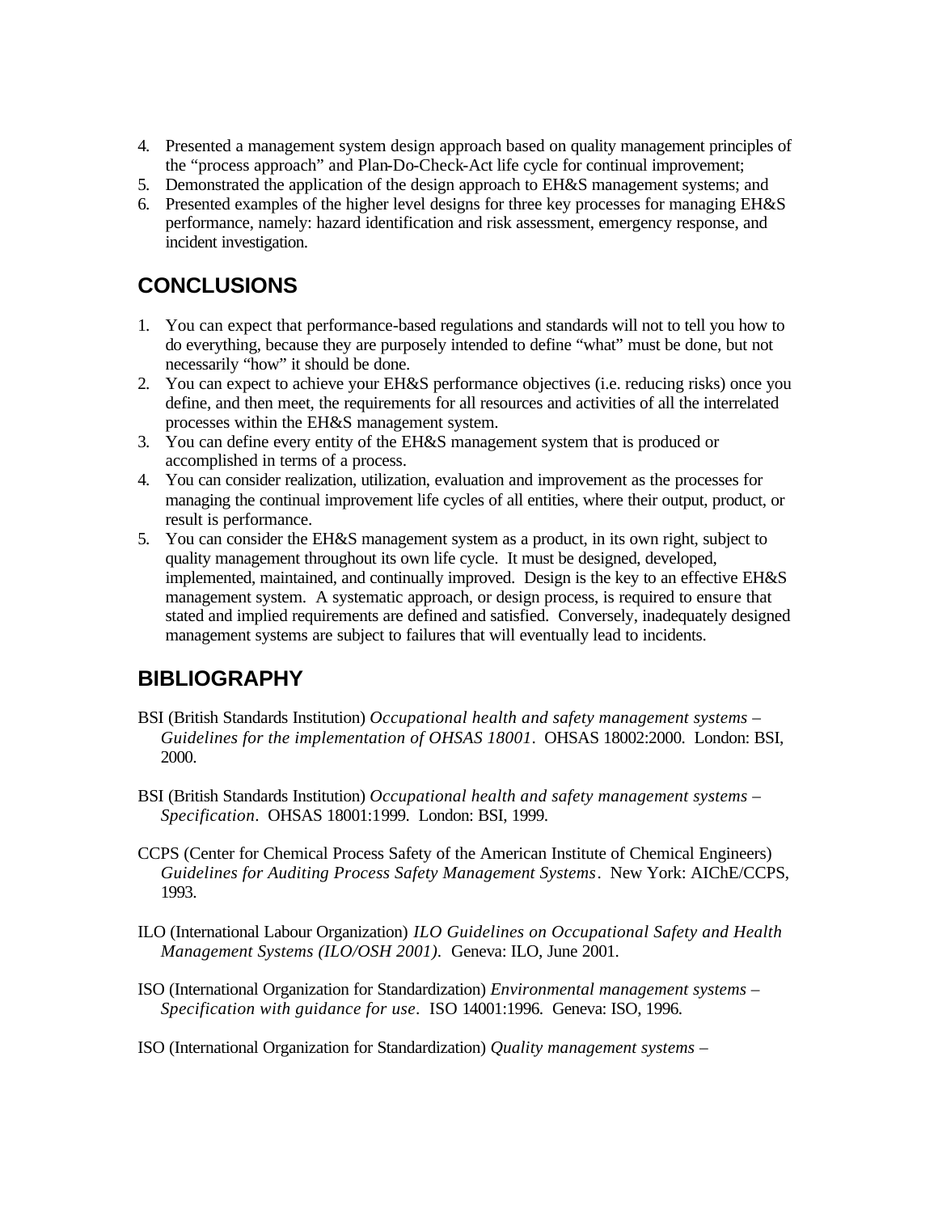4. Presented a management system design approach based on quality management principles of the "process approach" and Plan-Do-Check-Act life cycle for continual improvement;
5. Demonstrated the application of the design approach to EH&S management systems; and
6. Presented examples of the higher level designs for three key processes for managing EH&S performance, namely: hazard identification and risk assessment, emergency response, and incident investigation.

## CONCLUSIONS

1. You can expect that performance-based regulations and standards will not to tell you how to do everything, because they are purposely intended to define "what" must be done, but not necessarily "how" it should be done.
2. You can expect to achieve your EH&S performance objectives (i.e. reducing risks) once you define, and then meet, the requirements for all resources and activities of all the interrelated processes within the EH&S management system.
3. You can define every entity of the EH&S management system that is produced or accomplished in terms of a process.
4. You can consider realization, utilization, evaluation and improvement as the processes for managing the continual improvement life cycles of all entities, where their output, product, or result is performance.
5. You can consider the EH&S management system as a product, in its own right, subject to quality management throughout its own life cycle. It must be designed, developed, implemented, maintained, and continually improved. Design is the key to an effective EH&S management system. A systematic approach, or design process, is required to ensure that stated and implied requirements are defined and satisfied. Conversely, inadequately designed management systems are subject to failures that will eventually lead to incidents.

## BIBLIOGRAPHY

BSI (British Standards Institution) *Occupational health and safety management systems – Guidelines for the implementation of OHSAS 18001*. OHSAS 18002:2000. London: BSI, 2000.

BSI (British Standards Institution) *Occupational health and safety management systems – Specification*. OHSAS 18001:1999. London: BSI, 1999.

CCPS (Center for Chemical Process Safety of the American Institute of Chemical Engineers) *Guidelines for Auditing Process Safety Management Systems*. New York: AIChE/CCPS, 1993.

ILO (International Labour Organization) *ILO Guidelines on Occupational Safety and Health Management Systems (ILO/OSH 2001)*. Geneva: ILO, June 2001.

ISO (International Organization for Standardization) *Environmental management systems – Specification with guidance for use*. ISO 14001:1996. Geneva: ISO, 1996.

ISO (International Organization for Standardization) *Quality management systems –*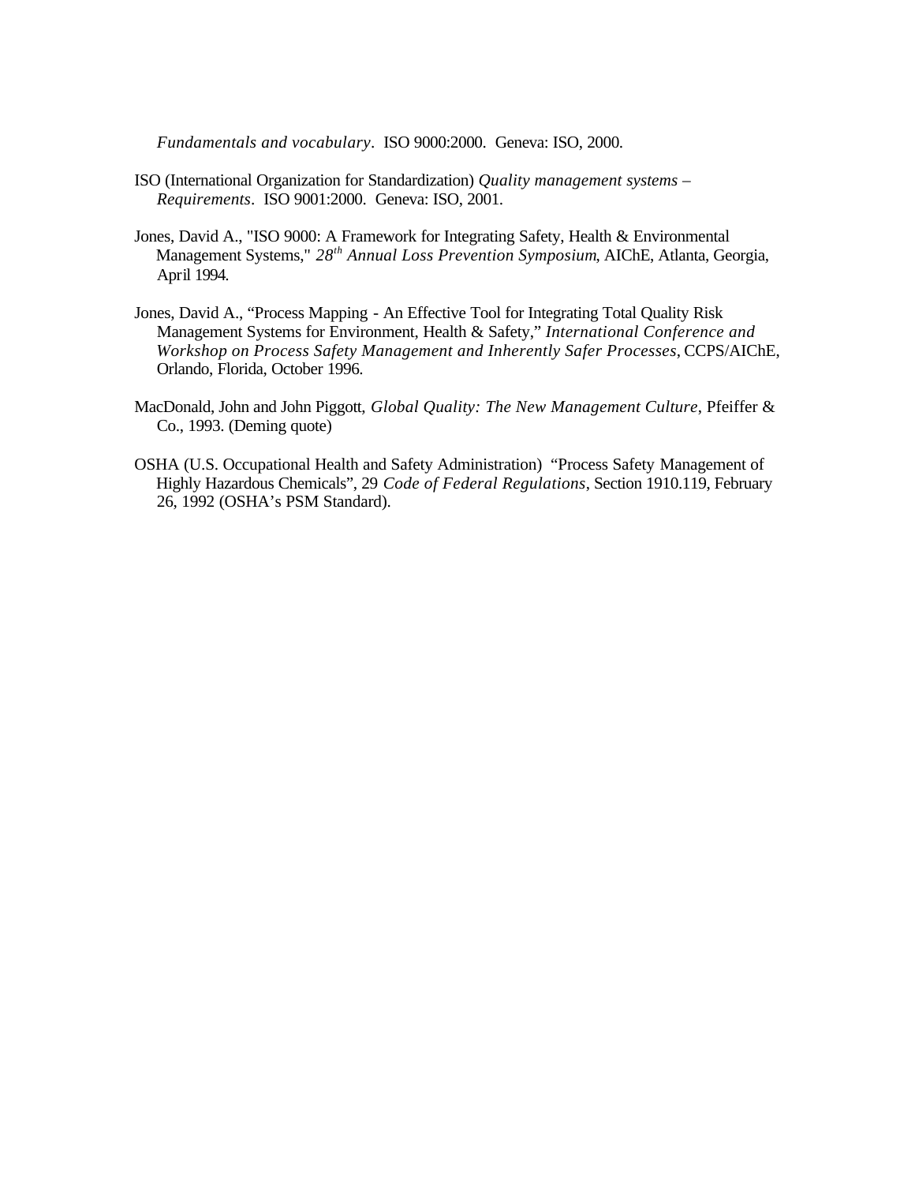*Fundamentals and vocabulary*. ISO 9000:2000. Geneva: ISO, 2000.

ISO (International Organization for Standardization) *Quality management systems – Requirements*. ISO 9001:2000. Geneva: ISO, 2001.

Jones, David A., "ISO 9000: A Framework for Integrating Safety, Health & Environmental Management Systems," *28th Annual Loss Prevention Symposium*, AIChE, Atlanta, Georgia, April 1994.

Jones, David A., "Process Mapping - An Effective Tool for Integrating Total Quality Risk Management Systems for Environment, Health & Safety," *International Conference and Workshop on Process Safety Management and Inherently Safer Processes*, CCPS/AIChE, Orlando, Florida, October 1996.

MacDonald, John and John Piggott, *Global Quality: The New Management Culture*, Pfeiffer & Co., 1993. (Deming quote)

OSHA (U.S. Occupational Health and Safety Administration) "Process Safety Management of Highly Hazardous Chemicals", 29 *Code of Federal Regulations*, Section 1910.119, February 26, 1992 (OSHA's PSM Standard).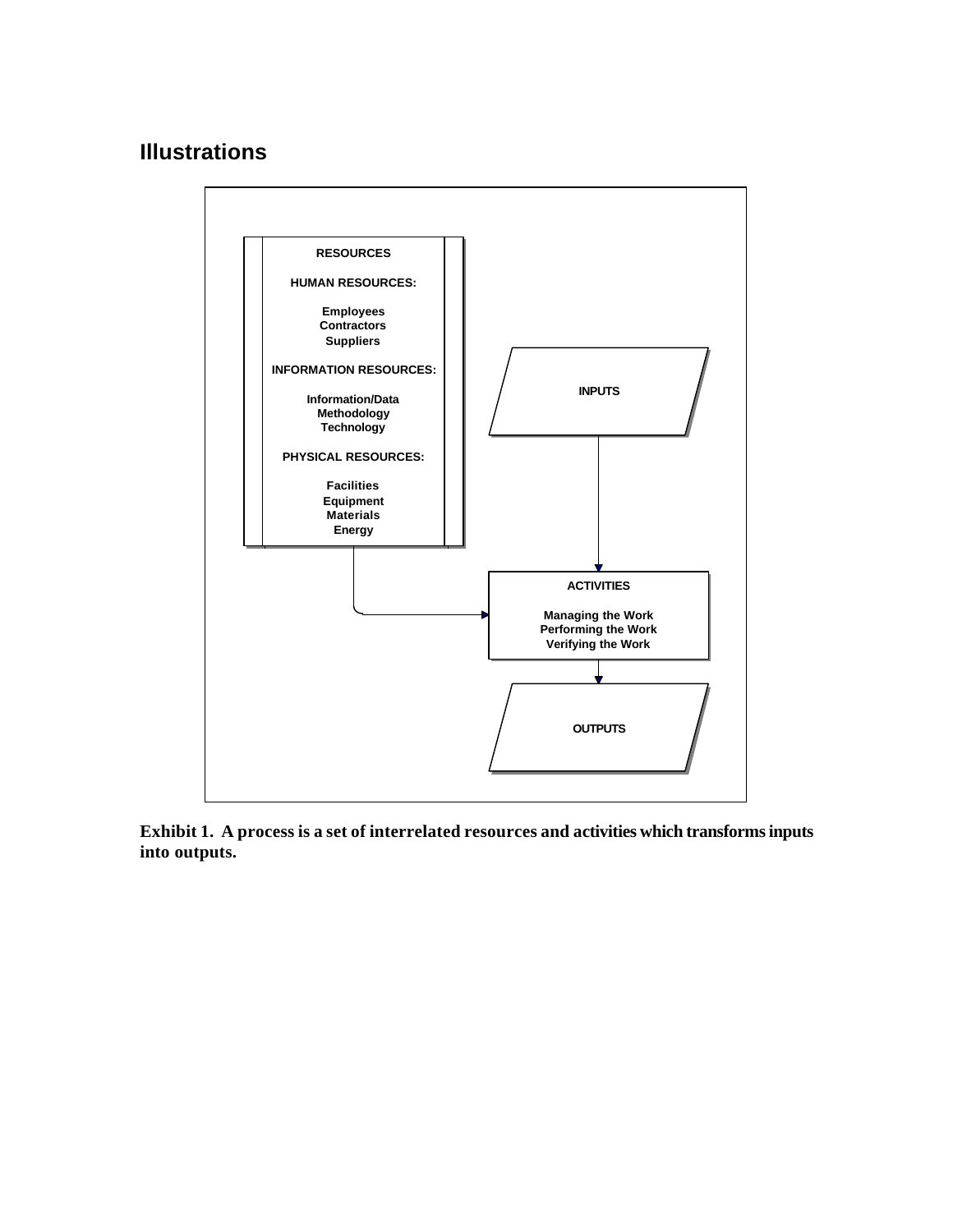## Illustrations

RESOURCES

HUMAN RESOURCES:

Employees
Contractors
Suppliers

INFORMATION RESOURCES:

Information/Data
Methodology
Technology

PHYSICAL RESOURCES:

Facilities
Equipment
Materials
Energy

INPUTS

ACTIVITIES

Managing the Work
Performing the Work
Verifying the Work

OUTPUTS

**Exhibit 1. A process is a set of interrelated resources and activities which transforms inputs into outputs.**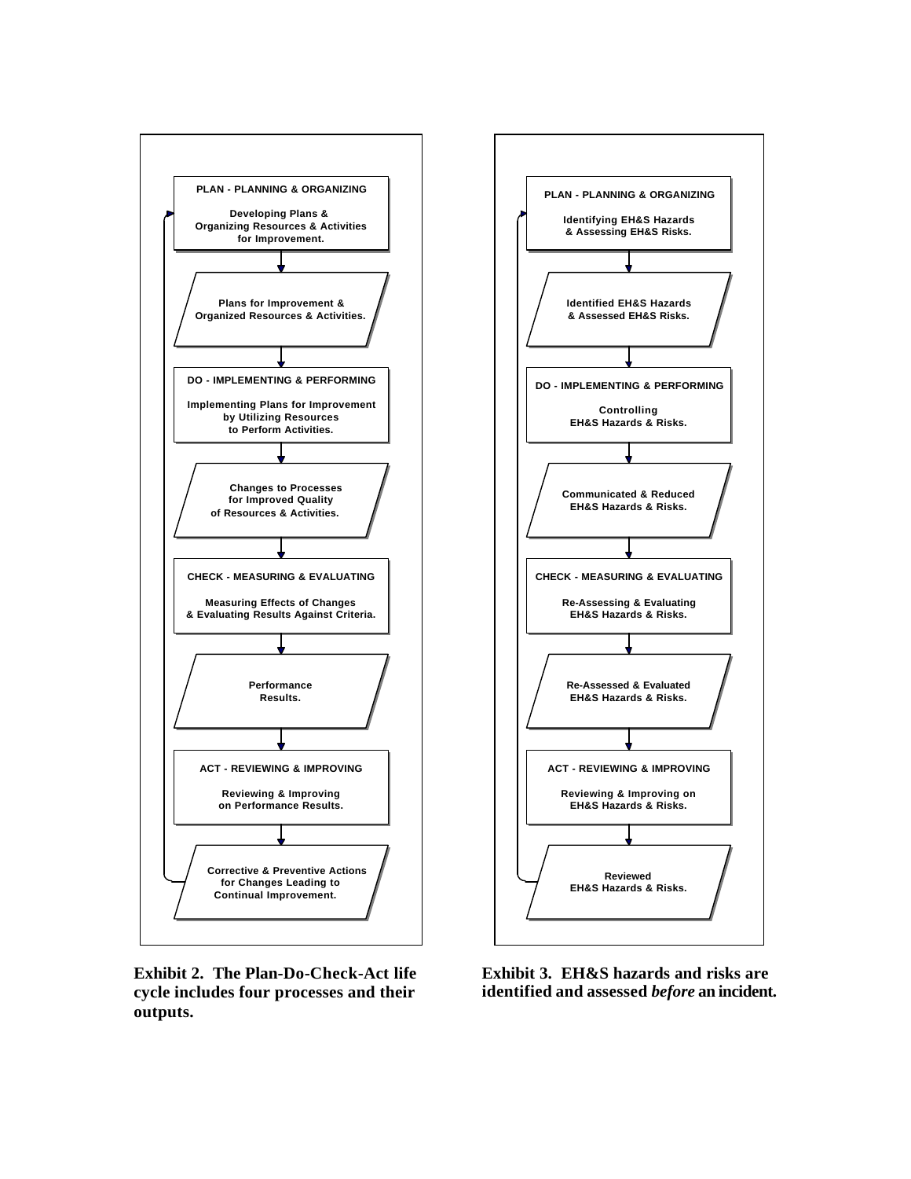PLAN - PLANNING & ORGANIZING

Developing Plans & Organizing Resources & Activities for Improvement.

Plans for Improvement & Organized Resources & Activities.

DO - IMPLEMENTING & PERFORMING

Implementing Plans for Improvement by Utilizing Resources to Perform Activities.

Changes to Processes for Improved Quality of Resources & Activities.

CHECK - MEASURING & EVALUATING

Measuring Effects of Changes & Evaluating Results Against Criteria.

Performance Results.

ACT - REVIEWING & IMPROVING

Reviewing & Improving on Performance Results.

Corrective & Preventive Actions for Changes Leading to Continual Improvement.

**Exhibit 2. The Plan-Do-Check-Act life cycle includes four processes and their outputs.**

PLAN - PLANNING & ORGANIZING

Identifying EH&S Hazards & Assessing EH&S Risks.

Identified EH&S Hazards & Assessed EH&S Risks.

DO - IMPLEMENTING & PERFORMING

Controlling EH&S Hazards & Risks.

Communicated & Reduced EH&S Hazards & Risks.

CHECK - MEASURING & EVALUATING

Re-Assessing & Evaluating EH&S Hazards & Risks.

Re-Assessed & Evaluated EH&S Hazards & Risks.

ACT - REVIEWING & IMPROVING

Reviewing & Improving on EH&S Hazards & Risks.

Reviewed EH&S Hazards & Risks.

**Exhibit 3. EH&S hazards and risks are identified and assessed *before* an incident.**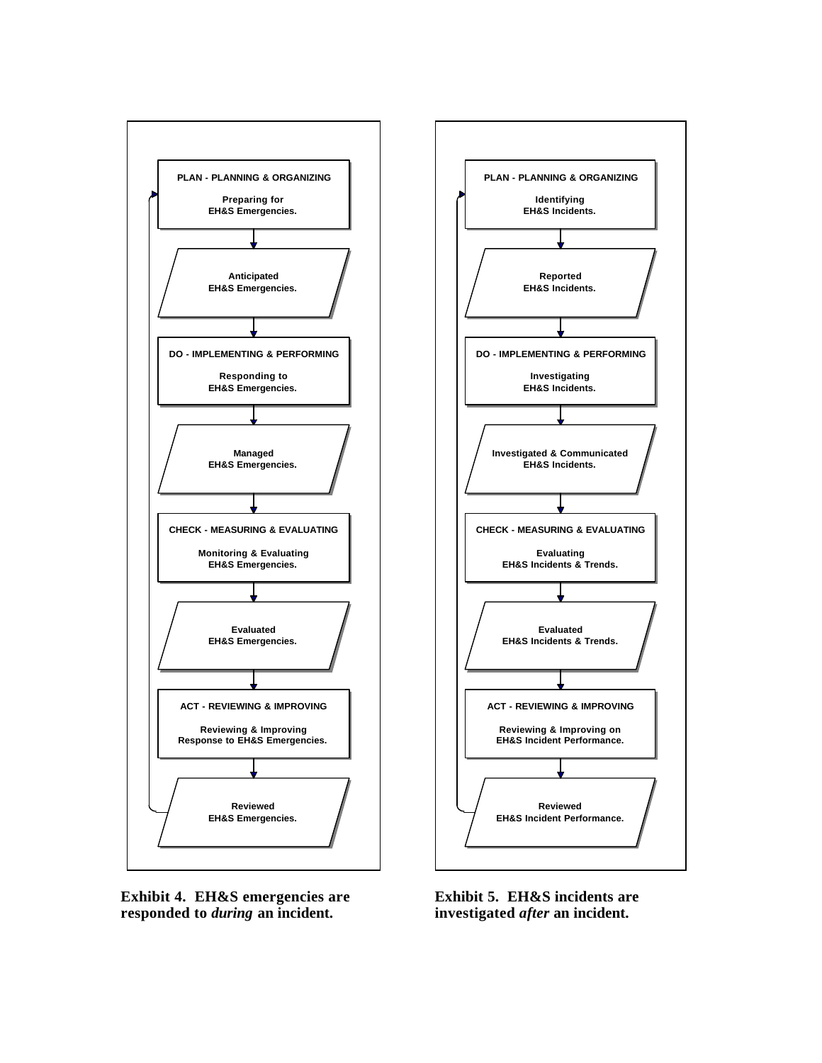PLAN - PLANNING & ORGANIZING

Preparing for
EH&S Emergencies.

Anticipated
EH&S Emergencies.

DO - IMPLEMENTING & PERFORMING

Responding to
EH&S Emergencies.

Managed
EH&S Emergencies.

CHECK - MEASURING & EVALUATING

Monitoring & Evaluating
EH&S Emergencies.

Evaluated
EH&S Emergencies.

ACT - REVIEWING & IMPROVING

Reviewing & Improving
Response to EH&S Emergencies.

Reviewed
EH&S Emergencies.

**Exhibit 4. EH&S emergencies are responded to *during* an incident.**

PLAN - PLANNING & ORGANIZING

Identifying
EH&S Incidents.

Reported
EH&S Incidents.

DO - IMPLEMENTING & PERFORMING

Investigating
EH&S Incidents.

Investigated & Communicated
EH&S Incidents.

CHECK - MEASURING & EVALUATING

Evaluating
EH&S Incidents & Trends.

Evaluated
EH&S Incidents & Trends.

ACT - REVIEWING & IMPROVING

Reviewing & Improving on
EH&S Incident Performance.

Reviewed
EH&S Incident Performance.

**Exhibit 5. EH&S incidents are investigated *after* an incident.**